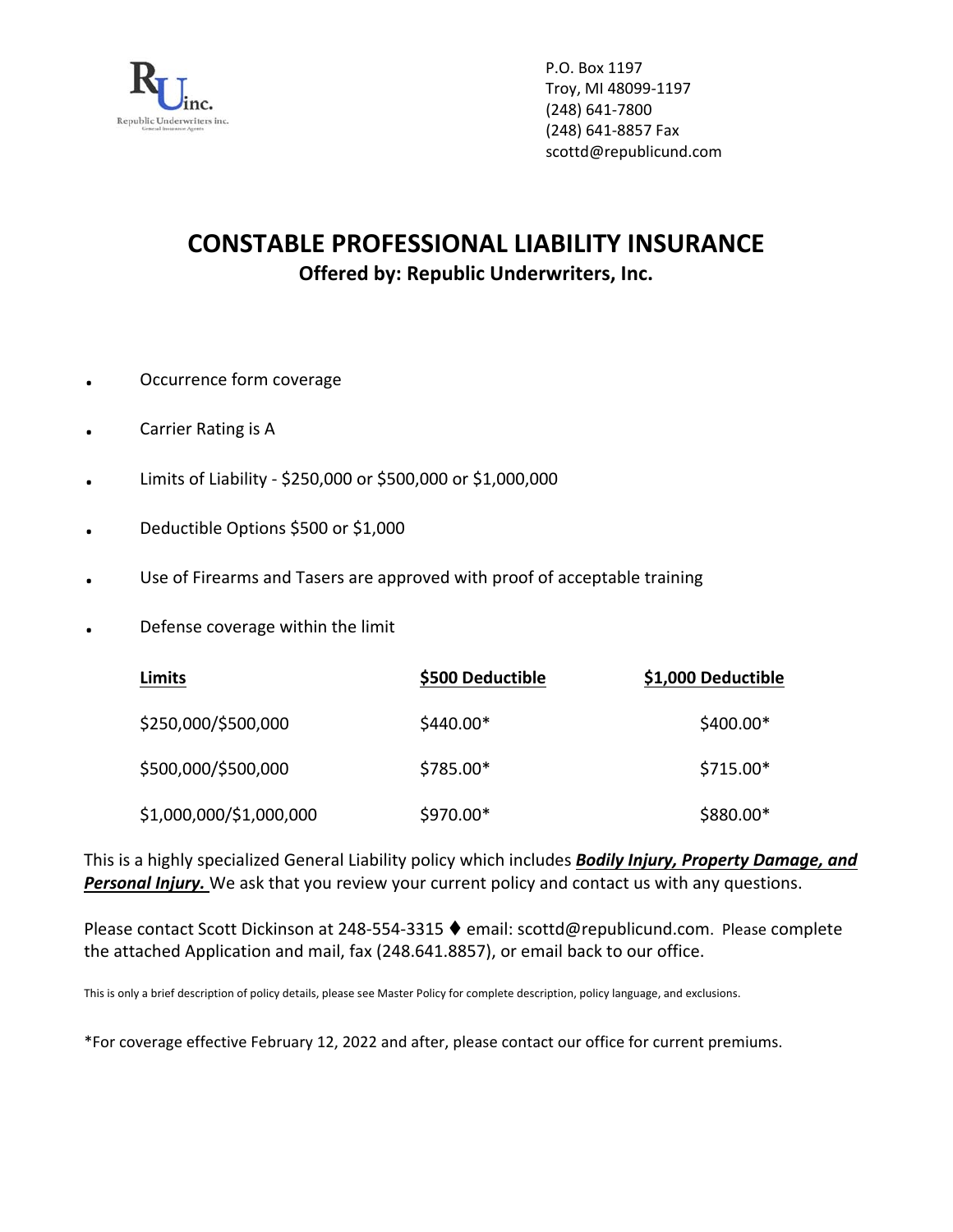P.O. Box 1197
Troy, MI 48099-1197
(248) 641-7800
(248) 641-8857 Fax
scottd@republicund.com

# CONSTABLE PROFESSIONAL LIABILITY INSURANCE

**Offered by: Republic Underwriters, Inc.**

- Occurrence form coverage
- Carrier Rating is A
- Limits of Liability - $250,000 or $500,000 or $1,000,000
- Deductible Options $500 or $1,000
- Use of Firearms and Tasers are approved with proof of acceptable training
- Defense coverage within the limit

| Limits | $500 Deductible | $1,000 Deductible |
|---|---|---|
| $250,000/$500,000 | $440.00* | $400.00* |
| $500,000/$500,000 | $785.00* | $715.00* |
| $1,000,000/$1,000,000 | $970.00* | $880.00* |

This is a highly specialized General Liability policy which includes ***Bodily Injury, Property Damage, and Personal Injury.*** We ask that you review your current policy and contact us with any questions.

Please contact Scott Dickinson at 248-554-3315 ♦ email: scottd@republicund.com. Please complete the attached Application and mail, fax (248.641.8857), or email back to our office.

This is only a brief description of policy details, please see Master Policy for complete description, policy language, and exclusions.

*For coverage effective February 12, 2022 and after, please contact our office for current premiums.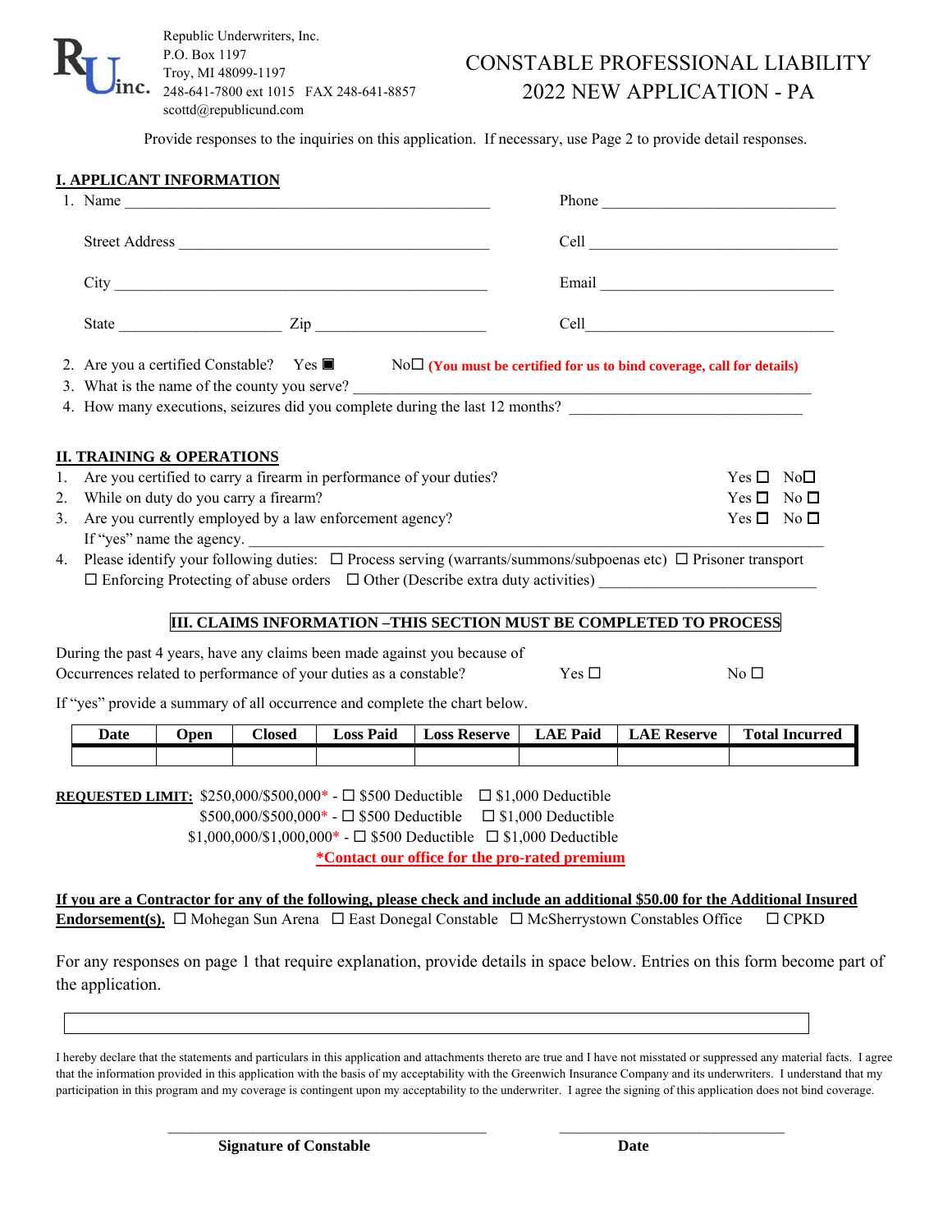Republic Underwriters, Inc.
P.O. Box 1197
Troy, MI 48099-1197
248-641-7800 ext 1015 FAX 248-641-8857
scottd@republicund.com

# CONSTABLE PROFESSIONAL LIABILITY
# 2022 NEW APPLICATION - PA

Provide responses to the inquiries on this application. If necessary, use Page 2 to provide detail responses.

## I. APPLICANT INFORMATION

1. Name ______________________________ Phone ______________________________

   Street Address ______________________________ Cell ______________________________

   City ______________________________ Email ______________________________

   State ______________ Zip ______________ Cell ______________________________

2. Are you a certified Constable? Yes ■ No ☐ **(You must be certified for us to bind coverage, call for details)**
3. What is the name of the county you serve? ______________________________
4. How many executions, seizures did you complete during the last 12 months? ______________________________

## II. TRAINING & OPERATIONS

1. Are you certified to carry a firearm in performance of your duties? Yes ☐ No ☐
2. While on duty do you carry a firearm? Yes ☐ No ☐
3. Are you currently employed by a law enforcement agency? Yes ☐ No ☐
   If "yes" name the agency. ______________________________
4. Please identify your following duties: ☐ Process serving (warrants/summons/subpoenas etc) ☐ Prisoner transport
   ☐ Enforcing Protecting of abuse orders ☐ Other (Describe extra duty activities) ______________________________

## III. CLAIMS INFORMATION –THIS SECTION MUST BE COMPLETED TO PROCESS

During the past 4 years, have any claims been made against you because of Occurrences related to performance of your duties as a constable? Yes ☐ No ☐

If "yes" provide a summary of all occurrence and complete the chart below.

| Date | Open | Closed | Loss Paid | Loss Reserve | LAE Paid | LAE Reserve | Total Incurred |
|---|---|---|---|---|---|---|---|
| | | | | | | | |

**REQUESTED LIMIT:** $250,000/$500,000* - ☐ $500 Deductible ☐ $1,000 Deductible
$500,000/$500,000* - ☐ $500 Deductible ☐ $1,000 Deductible
$1,000,000/$1,000,000* - ☐ $500 Deductible ☐ $1,000 Deductible

**\*Contact our office for the pro-rated premium**

**If you are a Contractor for any of the following, please check and include an additional $50.00 for the Additional Insured Endorsement(s).** ☐ Mohegan Sun Arena ☐ East Donegal Constable ☐ McSherrystown Constables Office ☐ CPKD

For any responses on page 1 that require explanation, provide details in space below. Entries on this form become part of the application.

______________________________

I hereby declare that the statements and particulars in this application and attachments thereto are true and I have not misstated or suppressed any material facts. I agree that the information provided in this application with the basis of my acceptability with the Greenwich Insurance Company and its underwriters. I understand that my participation in this program and my coverage is contingent upon my acceptability to the underwriter. I agree the signing of this application does not bind coverage.

______________________________ ______________________________
**Signature of Constable** **Date**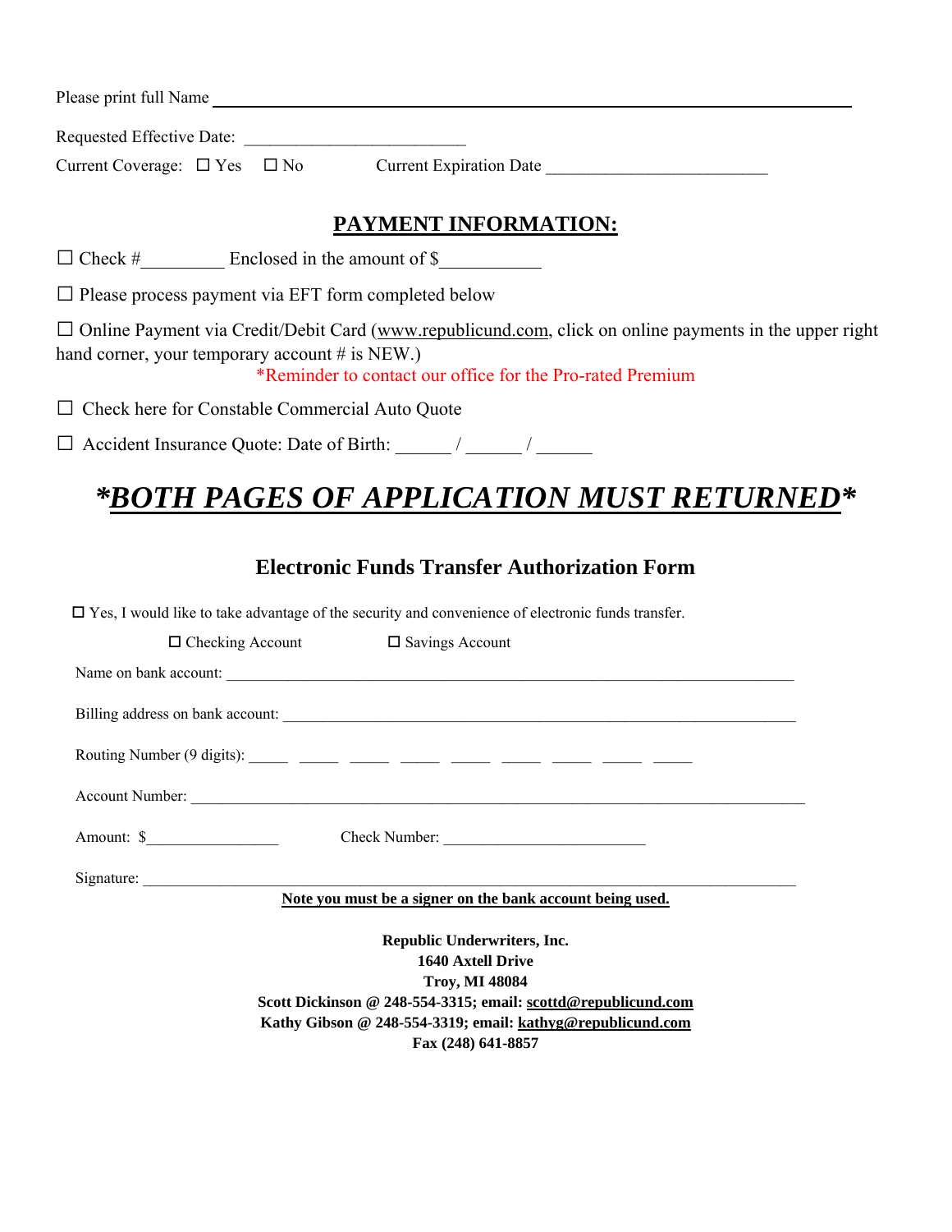Please print full Name ________________________________________________

Requested Effective Date: ____________________________

Current Coverage: ☐ Yes ☐ No Current Expiration Date ____________________________

## PAYMENT INFORMATION:

☐ Check #__________ Enclosed in the amount of $___________

☐ Please process payment via EFT form completed below

☐ Online Payment via Credit/Debit Card (www.republicund.com, click on online payments in the upper right hand corner, your temporary account # is NEW.)

*Reminder to contact our office for the Pro-rated Premium

☐ Check here for Constable Commercial Auto Quote

☐ Accident Insurance Quote: Date of Birth: ______ / ______ / ______

# ***BOTH PAGES OF APPLICATION MUST RETURNED***

## Electronic Funds Transfer Authorization Form

☐ Yes, I would like to take advantage of the security and convenience of electronic funds transfer.

☐ Checking Account ☐ Savings Account

Name on bank account: ________________________________________________

Billing address on bank account: ________________________________________________

Routing Number (9 digits): _____ _____ _____ _____ _____ _____ _____ _____ _____

Account Number: ________________________________________________

Amount: $________________ Check Number: __________________________

Signature: ________________________________________________

**Note you must be a signer on the bank account being used.**

**Republic Underwriters, Inc.**
**1640 Axtell Drive**
**Troy, MI 48084**
**Scott Dickinson @ 248-554-3315; email: scottd@republicund.com**
**Kathy Gibson @ 248-554-3319; email: kathyg@republicund.com**
**Fax (248) 641-8857**